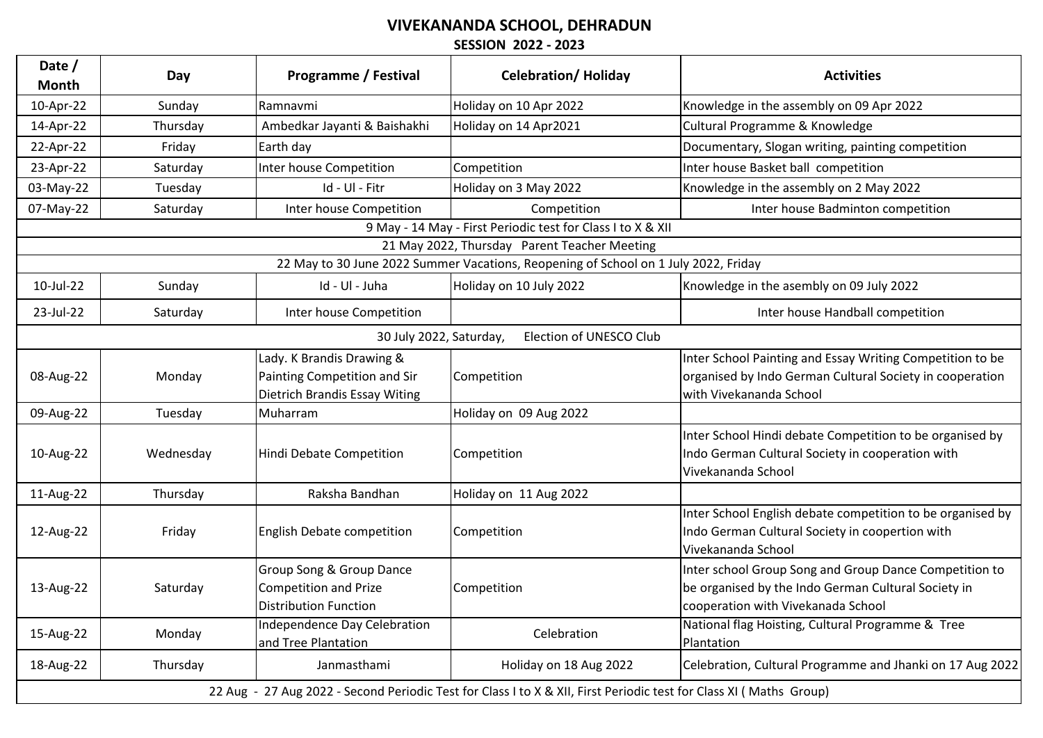# VIVEKANANDA SCHOOL, DEHRADUN

## SESSION 2022 - 2023

| Date / Month | Day | Programme / Festival | Celebration/ Holiday | Activities |
|---|---|---|---|---|
| 10-Apr-22 | Sunday | Ramnavmi | Holiday on 10 Apr 2022 | Knowledge in the assembly on 09 Apr 2022 |
| 14-Apr-22 | Thursday | Ambedkar Jayanti & Baishakhi | Holiday on 14 Apr2021 | Cultural Programme & Knowledge |
| 22-Apr-22 | Friday | Earth day | | Documentary, Slogan writing, painting competition |
| 23-Apr-22 | Saturday | Inter house Competition | Competition | Inter house Basket ball competition |
| 03-May-22 | Tuesday | Id - Ul - Fitr | Holiday on 3 May 2022 | Knowledge in the assembly on 2 May 2022 |
| 07-May-22 | Saturday | Inter house Competition | Competition | Inter house Badminton competition |
| 9 May - 14 May - First Periodic test for Class I to X & XII | | | | |
| 21 May 2022, Thursday Parent Teacher Meeting | | | | |
| 22 May to 30 June 2022 Summer Vacations, Reopening of School on 1 July 2022, Friday | | | | |
| 10-Jul-22 | Sunday | Id - Ul - Juha | Holiday on 10 July 2022 | Knowledge in the asembly on 09 July 2022 |
| 23-Jul-22 | Saturday | Inter house Competition | | Inter house Handball competition |
| 30 July 2022, Saturday, Election of UNESCO Club | | | | |
| 08-Aug-22 | Monday | Lady. K Brandis Drawing & Painting Competition and Sir Dietrich Brandis Essay Witing | Competition | Inter School Painting and Essay Writing Competition to be organised by Indo German Cultural Society in cooperation with Vivekananda School |
| 09-Aug-22 | Tuesday | Muharram | Holiday on 09 Aug 2022 | |
| 10-Aug-22 | Wednesday | Hindi Debate Competition | Competition | Inter School Hindi debate Competition to be organised by Indo German Cultural Society in cooperation with Vivekananda School |
| 11-Aug-22 | Thursday | Raksha Bandhan | Holiday on 11 Aug 2022 | |
| 12-Aug-22 | Friday | English Debate competition | Competition | Inter School English debate competition to be organised by Indo German Cultural Society in coopertion with Vivekananda School |
| 13-Aug-22 | Saturday | Group Song & Group Dance Competition and Prize Distribution Function | Competition | Inter school Group Song and Group Dance Competition to be organised by the Indo German Cultural Society in cooperation with Vivekanada School |
| 15-Aug-22 | Monday | Independence Day Celebration and Tree Plantation | Celebration | National flag Hoisting, Cultural Programme & Tree Plantation |
| 18-Aug-22 | Thursday | Janmasthami | Holiday on 18 Aug 2022 | Celebration, Cultural Programme and Jhanki on 17 Aug 2022 |
| 22 Aug - 27 Aug 2022 - Second Periodic Test for Class I to X & XII, First Periodic test for Class XI ( Maths Group) | | | | |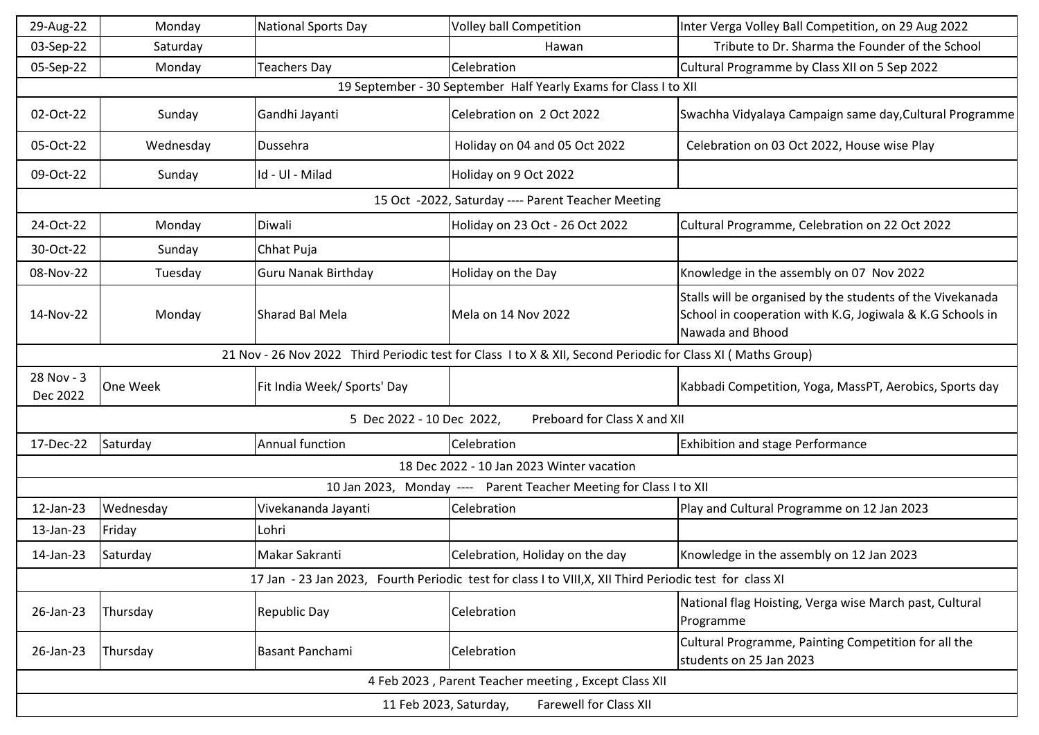| | | | | |
|---|---|---|---|---|
| 29-Aug-22 | Monday | National Sports Day | Volley ball Competition | Inter Verga Volley Ball Competition, on 29 Aug 2022 |
| 03-Sep-22 | Saturday | | Hawan | Tribute to Dr. Sharma the Founder of the School |
| 05-Sep-22 | Monday | Teachers Day | Celebration | Cultural Programme by Class XII on 5 Sep 2022 |
| 19 September - 30 September Half Yearly Exams for Class I to XII | | | | |
| 02-Oct-22 | Sunday | Gandhi Jayanti | Celebration on 2 Oct 2022 | Swachha Vidyalaya Campaign same day,Cultural Programme |
| 05-Oct-22 | Wednesday | Dussehra | Holiday on 04 and 05 Oct 2022 | Celebration on 03 Oct 2022, House wise Play |
| 09-Oct-22 | Sunday | Id - Ul - Milad | Holiday on 9 Oct 2022 | |
| 15 Oct -2022, Saturday ---- Parent Teacher Meeting | | | | |
| 24-Oct-22 | Monday | Diwali | Holiday on 23 Oct - 26 Oct 2022 | Cultural Programme, Celebration on 22 Oct 2022 |
| 30-Oct-22 | Sunday | Chhat Puja | | |
| 08-Nov-22 | Tuesday | Guru Nanak Birthday | Holiday on the Day | Knowledge in the assembly on 07 Nov 2022 |
| 14-Nov-22 | Monday | Sharad Bal Mela | Mela on 14 Nov 2022 | Stalls will be organised by the students of the Vivekanada School in cooperation with K.G, Jogiwala & K.G Schools in Nawada and Bhood |
| 21 Nov - 26 Nov 2022 Third Periodic test for Class I to X & XII, Second Periodic for Class XI ( Maths Group) | | | | |
| 28 Nov - 3 Dec 2022 | One Week | Fit India Week/ Sports' Day | | Kabbadi Competition, Yoga, MassPT, Aerobics, Sports day |
| 5 Dec 2022 - 10 Dec 2022, Preboard for Class X and XII | | | | |
| 17-Dec-22 | Saturday | Annual function | Celebration | Exhibition and stage Performance |
| 18 Dec 2022 - 10 Jan 2023 Winter vacation | | | | |
| 10 Jan 2023, Monday ---- Parent Teacher Meeting for Class I to XII | | | | |
| 12-Jan-23 | Wednesday | Vivekananda Jayanti | Celebration | Play and Cultural Programme on 12 Jan 2023 |
| 13-Jan-23 | Friday | Lohri | | |
| 14-Jan-23 | Saturday | Makar Sakranti | Celebration, Holiday on the day | Knowledge in the assembly on 12 Jan 2023 |
| 17 Jan - 23 Jan 2023, Fourth Periodic test for class I to VIII,X, XII Third Periodic test for class XI | | | | |
| 26-Jan-23 | Thursday | Republic Day | Celebration | National flag Hoisting, Verga wise March past, Cultural Programme |
| 26-Jan-23 | Thursday | Basant Panchami | Celebration | Cultural Programme, Painting Competition for all the students on 25 Jan 2023 |
| 4 Feb 2023 , Parent Teacher meeting , Except Class XII | | | | |
| 11 Feb 2023, Saturday, Farewell for Class XII | | | | |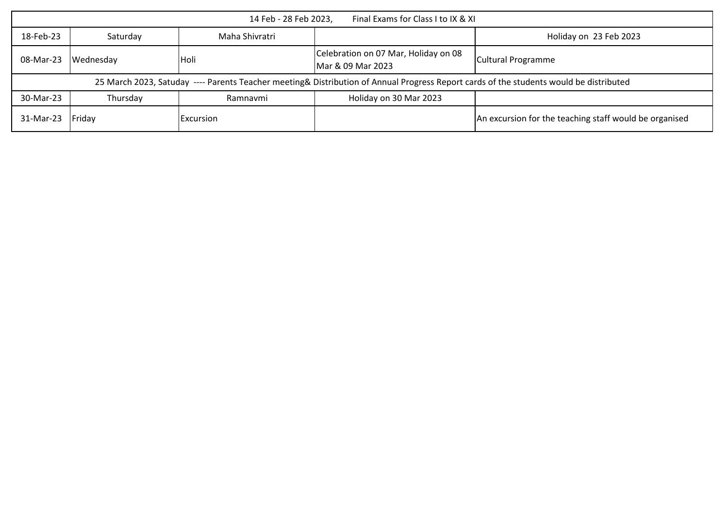| | | | | |
|---|---|---|---|---|
| 14 Feb - 28 Feb 2023, Final Exams for Class I to IX & XI | | | | |
| 18-Feb-23 | Saturday | Maha Shivratri | | Holiday on 23 Feb 2023 |
| 08-Mar-23 | Wednesday | Holi | Celebration on 07 Mar, Holiday on 08 Mar & 09 Mar 2023 | Cultural Programme |
| 25 March 2023, Satuday ---- Parents Teacher meeting& Distribution of Annual Progress Report cards of the students would be distributed | | | | |
| 30-Mar-23 | Thursday | Ramnavmi | Holiday on 30 Mar 2023 | |
| 31-Mar-23 | Friday | Excursion | | An excursion for the teaching staff would be organised |